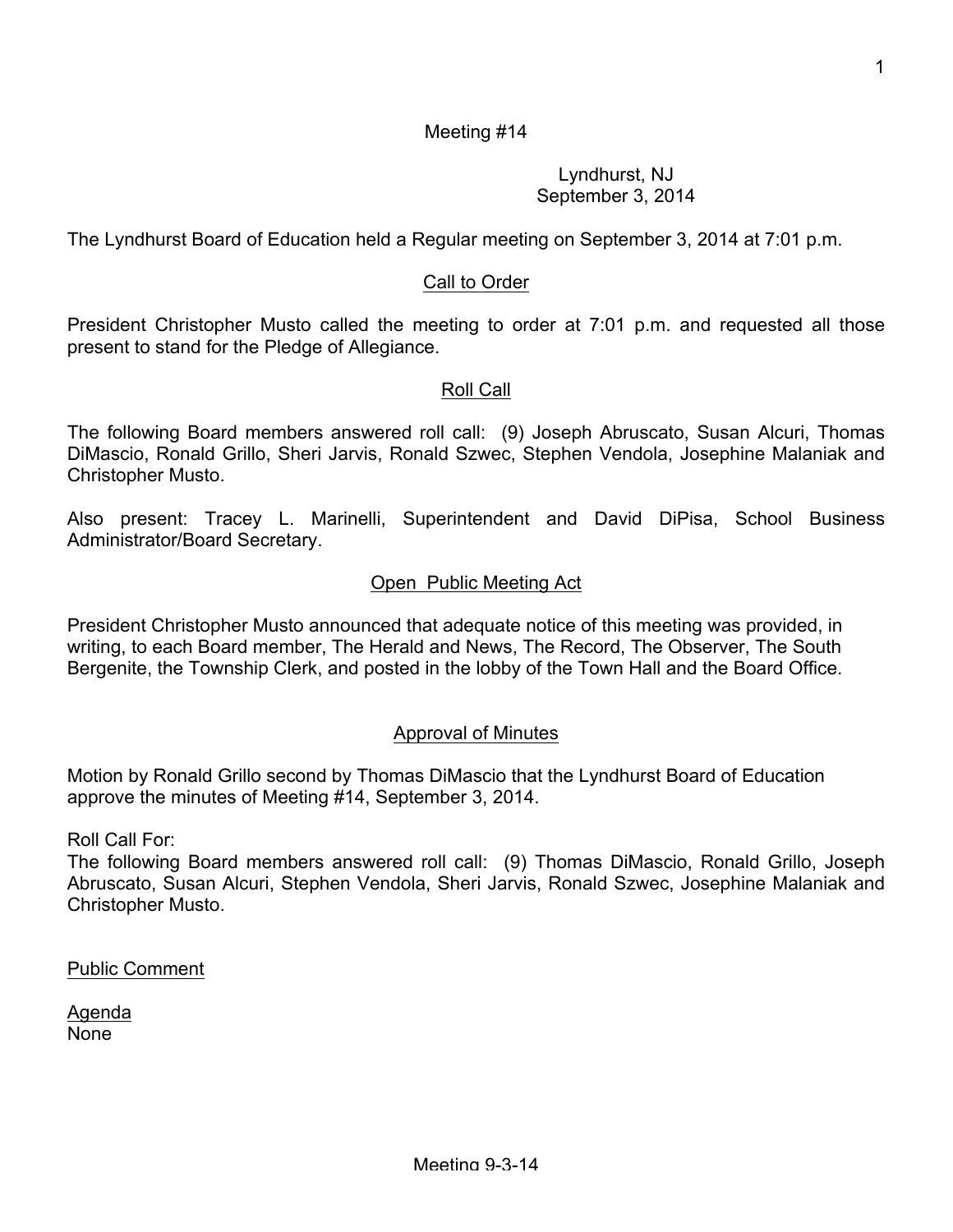Meeting #14

Lyndhurst, NJ
September 3, 2014

The Lyndhurst Board of Education held a Regular meeting on September 3, 2014 at 7:01 p.m.

## Call to Order

President Christopher Musto called the meeting to order at 7:01 p.m. and requested all those present to stand for the Pledge of Allegiance.

## Roll Call

The following Board members answered roll call: (9) Joseph Abruscato, Susan Alcuri, Thomas DiMascio, Ronald Grillo, Sheri Jarvis, Ronald Szwec, Stephen Vendola, Josephine Malaniak and Christopher Musto.

Also present: Tracey L. Marinelli, Superintendent and David DiPisa, School Business Administrator/Board Secretary.

## Open Public Meeting Act

President Christopher Musto announced that adequate notice of this meeting was provided, in writing, to each Board member, The Herald and News, The Record, The Observer, The South Bergenite, the Township Clerk, and posted in the lobby of the Town Hall and the Board Office.

## Approval of Minutes

Motion by Ronald Grillo second by Thomas DiMascio that the Lyndhurst Board of Education approve the minutes of Meeting #14, September 3, 2014.

Roll Call For:
The following Board members answered roll call: (9) Thomas DiMascio, Ronald Grillo, Joseph Abruscato, Susan Alcuri, Stephen Vendola, Sheri Jarvis, Ronald Szwec, Josephine Malaniak and Christopher Musto.

## Public Comment

Agenda
None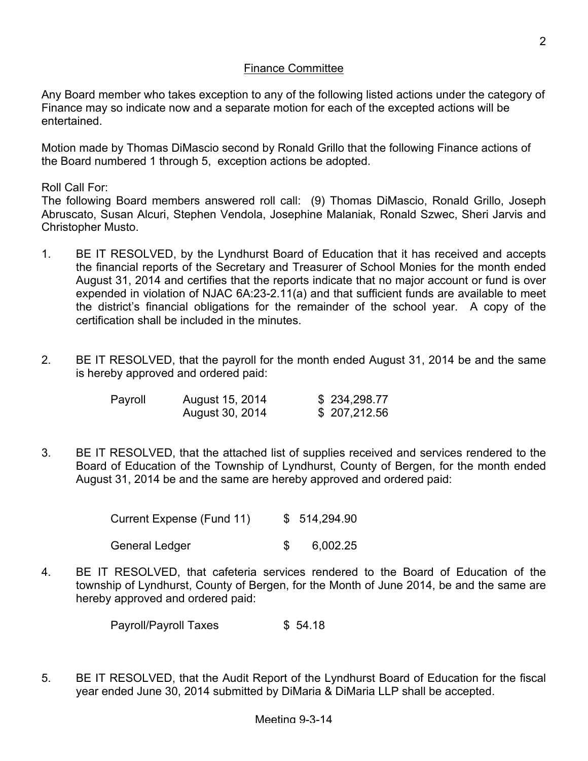## Finance Committee

Any Board member who takes exception to any of the following listed actions under the category of Finance may so indicate now and a separate motion for each of the excepted actions will be entertained.

Motion made by Thomas DiMascio second by Ronald Grillo that the following Finance actions of the Board numbered 1 through 5, exception actions be adopted.

Roll Call For:
The following Board members answered roll call: (9) Thomas DiMascio, Ronald Grillo, Joseph Abruscato, Susan Alcuri, Stephen Vendola, Josephine Malaniak, Ronald Szwec, Sheri Jarvis and Christopher Musto.

1. BE IT RESOLVED, by the Lyndhurst Board of Education that it has received and accepts the financial reports of the Secretary and Treasurer of School Monies for the month ended August 31, 2014 and certifies that the reports indicate that no major account or fund is over expended in violation of NJAC 6A:23-2.11(a) and that sufficient funds are available to meet the district's financial obligations for the remainder of the school year. A copy of the certification shall be included in the minutes.

2. BE IT RESOLVED, that the payroll for the month ended August 31, 2014 be and the same is hereby approved and ordered paid:

| | | |
|---|---|---|
| Payroll | August 15, 2014 | $ 234,298.77 |
| | August 30, 2014 | $ 207,212.56 |

3. BE IT RESOLVED, that the attached list of supplies received and services rendered to the Board of Education of the Township of Lyndhurst, County of Bergen, for the month ended August 31, 2014 be and the same are hereby approved and ordered paid:

| | |
|---|---|
| Current Expense (Fund 11) | $ 514,294.90 |
| General Ledger | $ 6,002.25 |

4. BE IT RESOLVED, that cafeteria services rendered to the Board of Education of the township of Lyndhurst, County of Bergen, for the Month of June 2014, be and the same are hereby approved and ordered paid:

| | |
|---|---|
| Payroll/Payroll Taxes | $ 54.18 |

5. BE IT RESOLVED, that the Audit Report of the Lyndhurst Board of Education for the fiscal year ended June 30, 2014 submitted by DiMaria & DiMaria LLP shall be accepted.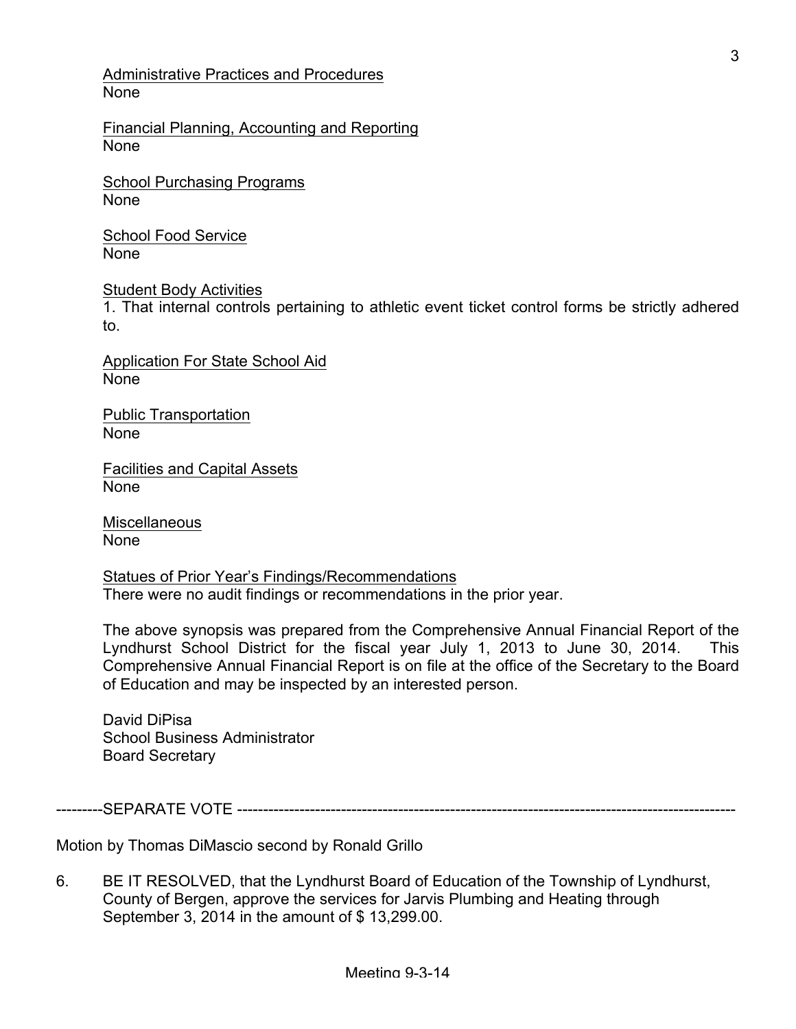Administrative Practices and Procedures
None

Financial Planning, Accounting and Reporting
None

School Purchasing Programs
None

School Food Service
None

Student Body Activities
1. That internal controls pertaining to athletic event ticket control forms be strictly adhered to.

Application For State School Aid
None

Public Transportation
None

Facilities and Capital Assets
None

Miscellaneous
None

Statues of Prior Year's Findings/Recommendations
There were no audit findings or recommendations in the prior year.

The above synopsis was prepared from the Comprehensive Annual Financial Report of the Lyndhurst School District for the fiscal year July 1, 2013 to June 30, 2014. This Comprehensive Annual Financial Report is on file at the office of the Secretary to the Board of Education and may be inspected by an interested person.

David DiPisa
School Business Administrator
Board Secretary

---------SEPARATE VOTE ---------------------------------------------------------------------------------------------------

Motion by Thomas DiMascio second by Ronald Grillo

6. BE IT RESOLVED, that the Lyndhurst Board of Education of the Township of Lyndhurst, County of Bergen, approve the services for Jarvis Plumbing and Heating through September 3, 2014 in the amount of $ 13,299.00.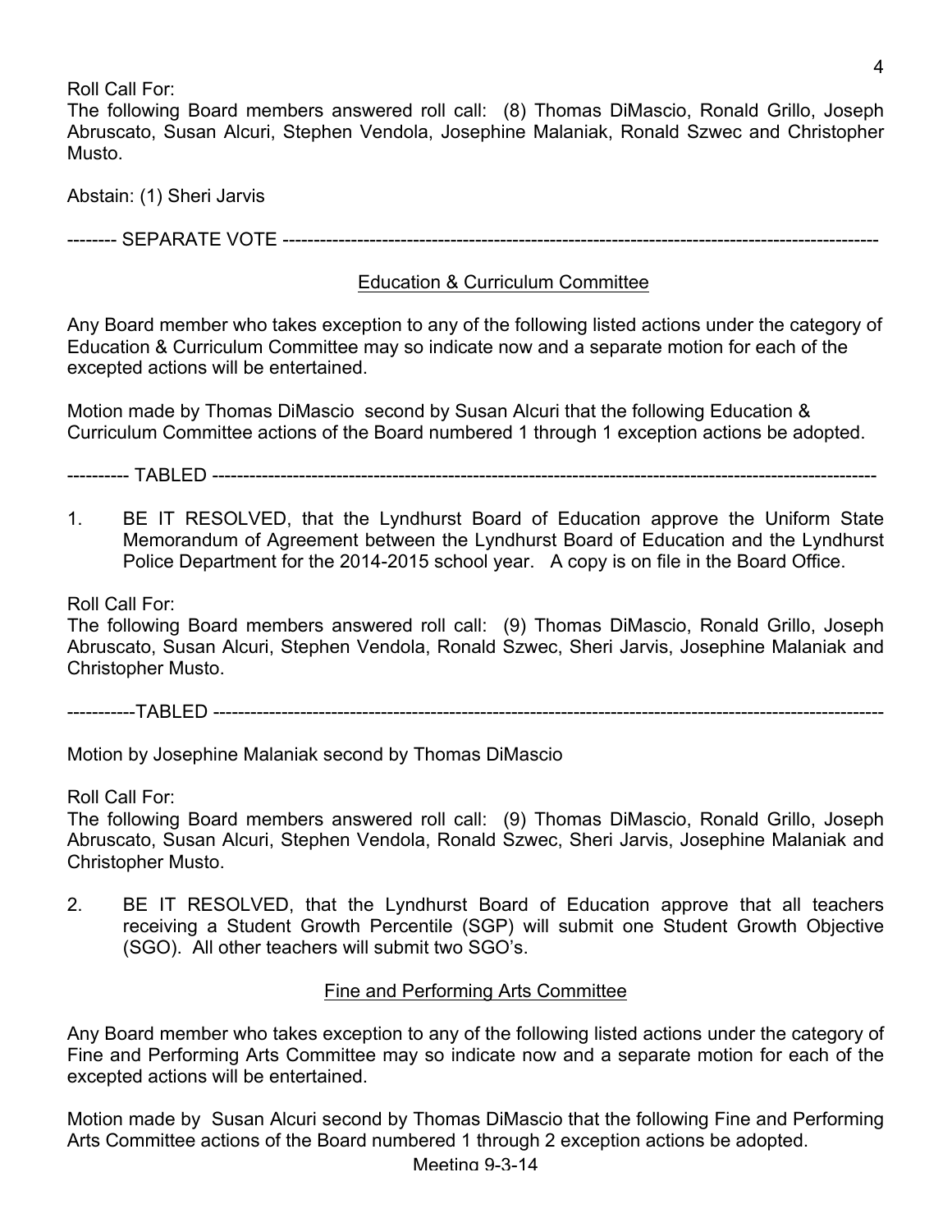Roll Call For:
The following Board members answered roll call: (8) Thomas DiMascio, Ronald Grillo, Joseph Abruscato, Susan Alcuri, Stephen Vendola, Josephine Malaniak, Ronald Szwec and Christopher Musto.

Abstain: (1) Sheri Jarvis

-------- SEPARATE VOTE ------------------------------------------------------------------------------------------------

## Education & Curriculum Committee

Any Board member who takes exception to any of the following listed actions under the category of Education & Curriculum Committee may so indicate now and a separate motion for each of the excepted actions will be entertained.

Motion made by Thomas DiMascio second by Susan Alcuri that the following Education & Curriculum Committee actions of the Board numbered 1 through 1 exception actions be adopted.

---------- TABLED ------------------------------------------------------------------------------------------------------------

1. BE IT RESOLVED, that the Lyndhurst Board of Education approve the Uniform State Memorandum of Agreement between the Lyndhurst Board of Education and the Lyndhurst Police Department for the 2014-2015 school year. A copy is on file in the Board Office.

Roll Call For:
The following Board members answered roll call: (9) Thomas DiMascio, Ronald Grillo, Joseph Abruscato, Susan Alcuri, Stephen Vendola, Ronald Szwec, Sheri Jarvis, Josephine Malaniak and Christopher Musto.

-----------TABLED -------------------------------------------------------------------------------------------------------------

Motion by Josephine Malaniak second by Thomas DiMascio

Roll Call For:
The following Board members answered roll call: (9) Thomas DiMascio, Ronald Grillo, Joseph Abruscato, Susan Alcuri, Stephen Vendola, Ronald Szwec, Sheri Jarvis, Josephine Malaniak and Christopher Musto.

2. BE IT RESOLVED, that the Lyndhurst Board of Education approve that all teachers receiving a Student Growth Percentile (SGP) will submit one Student Growth Objective (SGO). All other teachers will submit two SGO's.

## Fine and Performing Arts Committee

Any Board member who takes exception to any of the following listed actions under the category of Fine and Performing Arts Committee may so indicate now and a separate motion for each of the excepted actions will be entertained.

Motion made by Susan Alcuri second by Thomas DiMascio that the following Fine and Performing Arts Committee actions of the Board numbered 1 through 2 exception actions be adopted.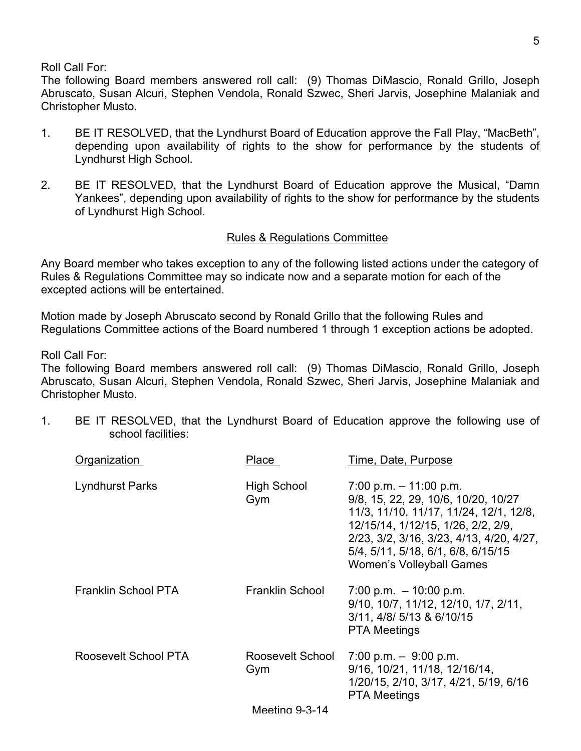Roll Call For:
The following Board members answered roll call: (9) Thomas DiMascio, Ronald Grillo, Joseph Abruscato, Susan Alcuri, Stephen Vendola, Ronald Szwec, Sheri Jarvis, Josephine Malaniak and Christopher Musto.

1. BE IT RESOLVED, that the Lyndhurst Board of Education approve the Fall Play, "MacBeth", depending upon availability of rights to the show for performance by the students of Lyndhurst High School.

2. BE IT RESOLVED, that the Lyndhurst Board of Education approve the Musical, "Damn Yankees", depending upon availability of rights to the show for performance by the students of Lyndhurst High School.

## Rules & Regulations Committee

Any Board member who takes exception to any of the following listed actions under the category of Rules & Regulations Committee may so indicate now and a separate motion for each of the excepted actions will be entertained.

Motion made by Joseph Abruscato second by Ronald Grillo that the following Rules and Regulations Committee actions of the Board numbered 1 through 1 exception actions be adopted.

Roll Call For:
The following Board members answered roll call: (9) Thomas DiMascio, Ronald Grillo, Joseph Abruscato, Susan Alcuri, Stephen Vendola, Ronald Szwec, Sheri Jarvis, Josephine Malaniak and Christopher Musto.

1. BE IT RESOLVED, that the Lyndhurst Board of Education approve the following use of school facilities:

| Organization | Place | Time, Date, Purpose |
|---|---|---|
| Lyndhurst Parks | High School Gym | 7:00 p.m. – 11:00 p.m. 9/8, 15, 22, 29, 10/6, 10/20, 10/27 11/3, 11/10, 11/17, 11/24, 12/1, 12/8, 12/15/14, 1/12/15, 1/26, 2/2, 2/9, 2/23, 3/2, 3/16, 3/23, 4/13, 4/20, 4/27, 5/4, 5/11, 5/18, 6/1, 6/8, 6/15/15 Women's Volleyball Games |
| Franklin School PTA | Franklin School | 7:00 p.m. – 10:00 p.m. 9/10, 10/7, 11/12, 12/10, 1/7, 2/11, 3/11, 4/8/ 5/13 & 6/10/15 PTA Meetings |
| Roosevelt School PTA | Roosevelt School Gym | 7:00 p.m. – 9:00 p.m. 9/16, 10/21, 11/18, 12/16/14, 1/20/15, 2/10, 3/17, 4/21, 5/19, 6/16 PTA Meetings |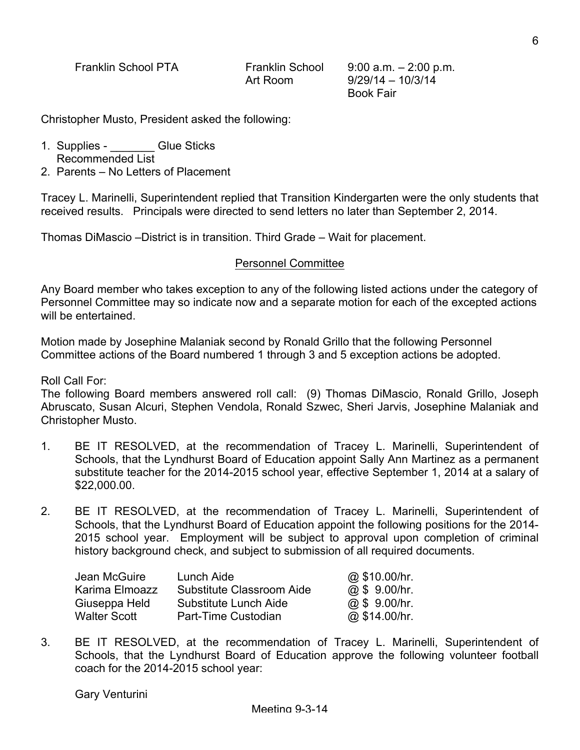| Franklin School PTA | Franklin School Art Room | 9:00 a.m. – 2:00 p.m. 9/29/14 – 10/3/14 Book Fair |
|---|---|---|

Christopher Musto, President asked the following:

1. Supplies - _______ Glue Sticks
   Recommended List
2. Parents – No Letters of Placement

Tracey L. Marinelli, Superintendent replied that Transition Kindergarten were the only students that received results. Principals were directed to send letters no later than September 2, 2014.

Thomas DiMascio –District is in transition. Third Grade – Wait for placement.

## Personnel Committee

Any Board member who takes exception to any of the following listed actions under the category of Personnel Committee may so indicate now and a separate motion for each of the excepted actions will be entertained.

Motion made by Josephine Malaniak second by Ronald Grillo that the following Personnel Committee actions of the Board numbered 1 through 3 and 5 exception actions be adopted.

Roll Call For:
The following Board members answered roll call: (9) Thomas DiMascio, Ronald Grillo, Joseph Abruscato, Susan Alcuri, Stephen Vendola, Ronald Szwec, Sheri Jarvis, Josephine Malaniak and Christopher Musto.

1. BE IT RESOLVED, at the recommendation of Tracey L. Marinelli, Superintendent of Schools, that the Lyndhurst Board of Education appoint Sally Ann Martinez as a permanent substitute teacher for the 2014-2015 school year, effective September 1, 2014 at a salary of $22,000.00.

2. BE IT RESOLVED, at the recommendation of Tracey L. Marinelli, Superintendent of Schools, that the Lyndhurst Board of Education appoint the following positions for the 2014-2015 school year. Employment will be subject to approval upon completion of criminal history background check, and subject to submission of all required documents.

| Jean McGuire | Lunch Aide | @ $10.00/hr. |
|---|---|---|
| Karima Elmoazz | Substitute Classroom Aide | @ $ 9.00/hr. |
| Giuseppa Held | Substitute Lunch Aide | @ $ 9.00/hr. |
| Walter Scott | Part-Time Custodian | @ $14.00/hr. |

3. BE IT RESOLVED, at the recommendation of Tracey L. Marinelli, Superintendent of Schools, that the Lyndhurst Board of Education approve the following volunteer football coach for the 2014-2015 school year:

   Gary Venturini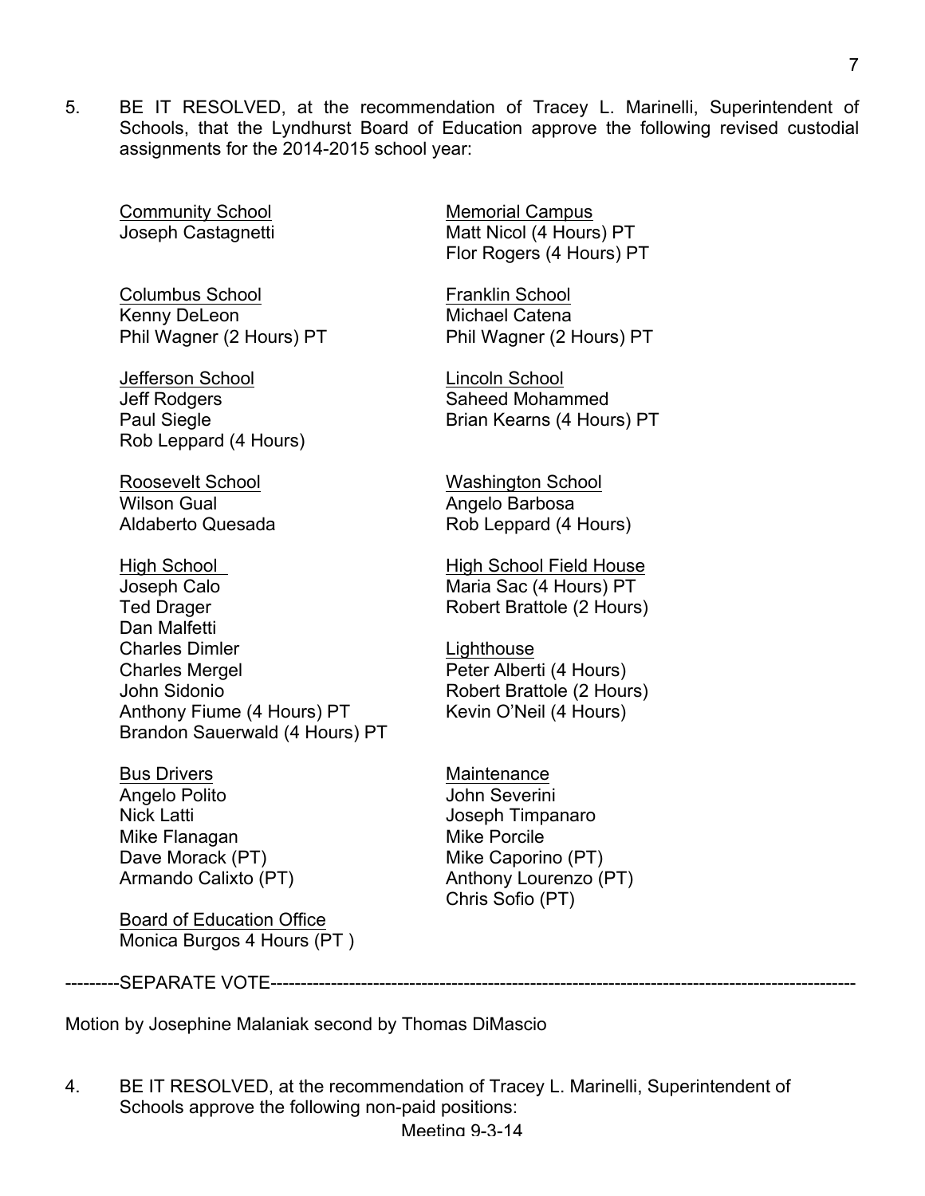5. BE IT RESOLVED, at the recommendation of Tracey L. Marinelli, Superintendent of Schools, that the Lyndhurst Board of Education approve the following revised custodial assignments for the 2014-2015 school year:

Community School
Joseph Castagnetti

Memorial Campus
Matt Nicol (4 Hours) PT
Flor Rogers (4 Hours) PT

Columbus School
Kenny DeLeon
Phil Wagner (2 Hours) PT

Franklin School
Michael Catena
Phil Wagner (2 Hours) PT

Jefferson School
Jeff Rodgers
Paul Siegle
Rob Leppard (4 Hours)

Lincoln School
Saheed Mohammed
Brian Kearns (4 Hours) PT

Roosevelt School
Wilson Gual
Aldaberto Quesada

Washington School
Angelo Barbosa
Rob Leppard (4 Hours)

High School
Joseph Calo
Ted Drager
Dan Malfetti
Charles Dimler
Charles Mergel
John Sidonio
Anthony Fiume (4 Hours) PT
Brandon Sauerwald (4 Hours) PT

High School Field House
Maria Sac (4 Hours) PT
Robert Brattole (2 Hours)

Lighthouse
Peter Alberti (4 Hours)
Robert Brattole (2 Hours)
Kevin O'Neil (4 Hours)

Bus Drivers
Angelo Polito
Nick Latti
Mike Flanagan
Dave Morack (PT)
Armando Calixto (PT)

Maintenance
John Severini
Joseph Timpanaro
Mike Porcile
Mike Caporino (PT)
Anthony Lourenzo (PT)
Chris Sofio (PT)

Board of Education Office
Monica Burgos 4 Hours (PT )

---------SEPARATE VOTE---------------------------------------------------------------------------------------------

Motion by Josephine Malaniak second by Thomas DiMascio

4. BE IT RESOLVED, at the recommendation of Tracey L. Marinelli, Superintendent of Schools approve the following non-paid positions:

Meeting 9-3-14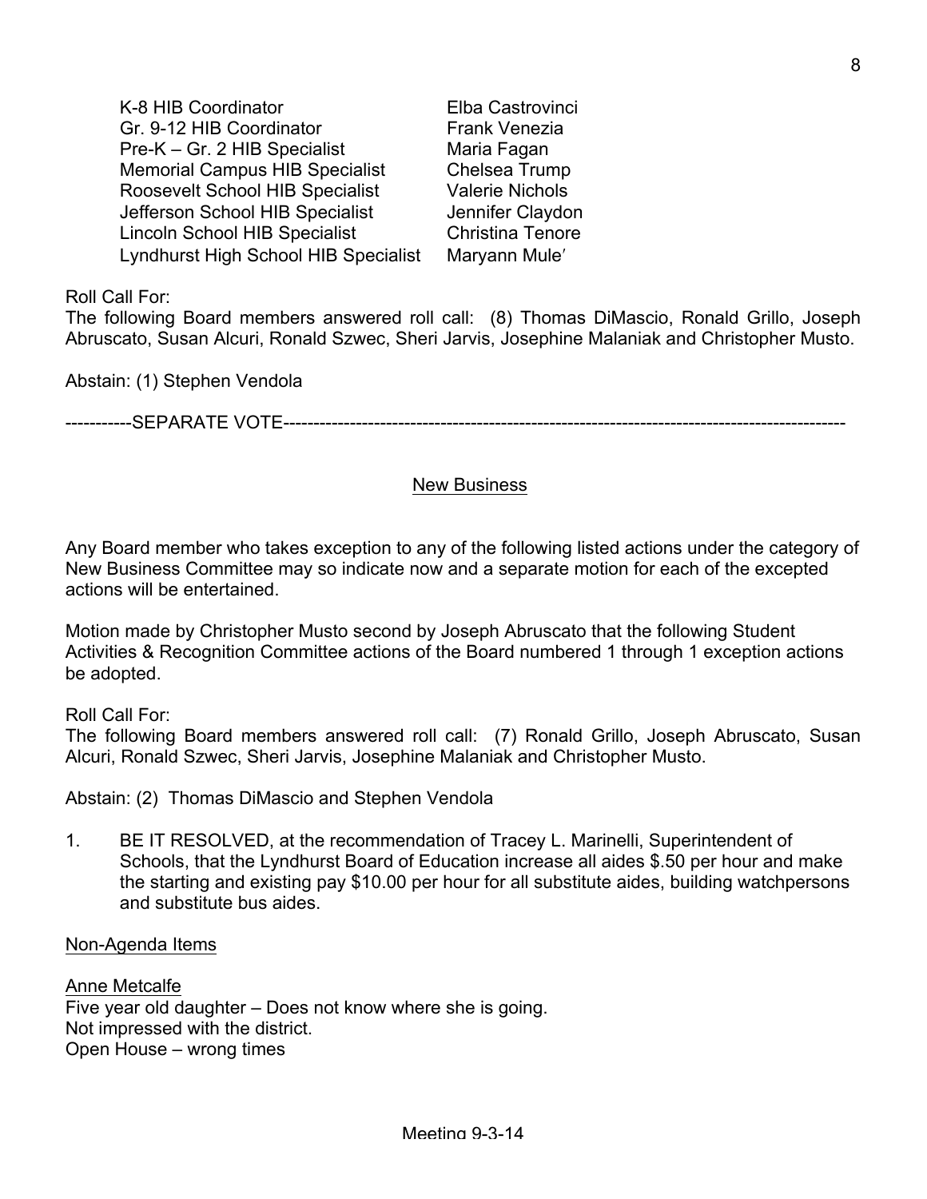| | |
|---|---|
| K-8 HIB Coordinator | Elba Castrovinci |
| Gr. 9-12 HIB Coordinator | Frank Venezia |
| Pre-K – Gr. 2 HIB Specialist | Maria Fagan |
| Memorial Campus HIB Specialist | Chelsea Trump |
| Roosevelt School HIB Specialist | Valerie Nichols |
| Jefferson School HIB Specialist | Jennifer Claydon |
| Lincoln School HIB Specialist | Christina Tenore |
| Lyndhurst High School HIB Specialist | Maryann Mule′ |

Roll Call For:
The following Board members answered roll call: (8) Thomas DiMascio, Ronald Grillo, Joseph Abruscato, Susan Alcuri, Ronald Szwec, Sheri Jarvis, Josephine Malaniak and Christopher Musto.

Abstain: (1) Stephen Vendola

-----------SEPARATE VOTE--------------------------------------------------------------------------------------------

## New Business

Any Board member who takes exception to any of the following listed actions under the category of New Business Committee may so indicate now and a separate motion for each of the excepted actions will be entertained.

Motion made by Christopher Musto second by Joseph Abruscato that the following Student Activities & Recognition Committee actions of the Board numbered 1 through 1 exception actions be adopted.

Roll Call For:
The following Board members answered roll call: (7) Ronald Grillo, Joseph Abruscato, Susan Alcuri, Ronald Szwec, Sheri Jarvis, Josephine Malaniak and Christopher Musto.

Abstain: (2) Thomas DiMascio and Stephen Vendola

1. BE IT RESOLVED, at the recommendation of Tracey L. Marinelli, Superintendent of Schools, that the Lyndhurst Board of Education increase all aides $.50 per hour and make the starting and existing pay $10.00 per hour for all substitute aides, building watchpersons and substitute bus aides.

Non-Agenda Items

Anne Metcalfe
Five year old daughter – Does not know where she is going.
Not impressed with the district.
Open House – wrong times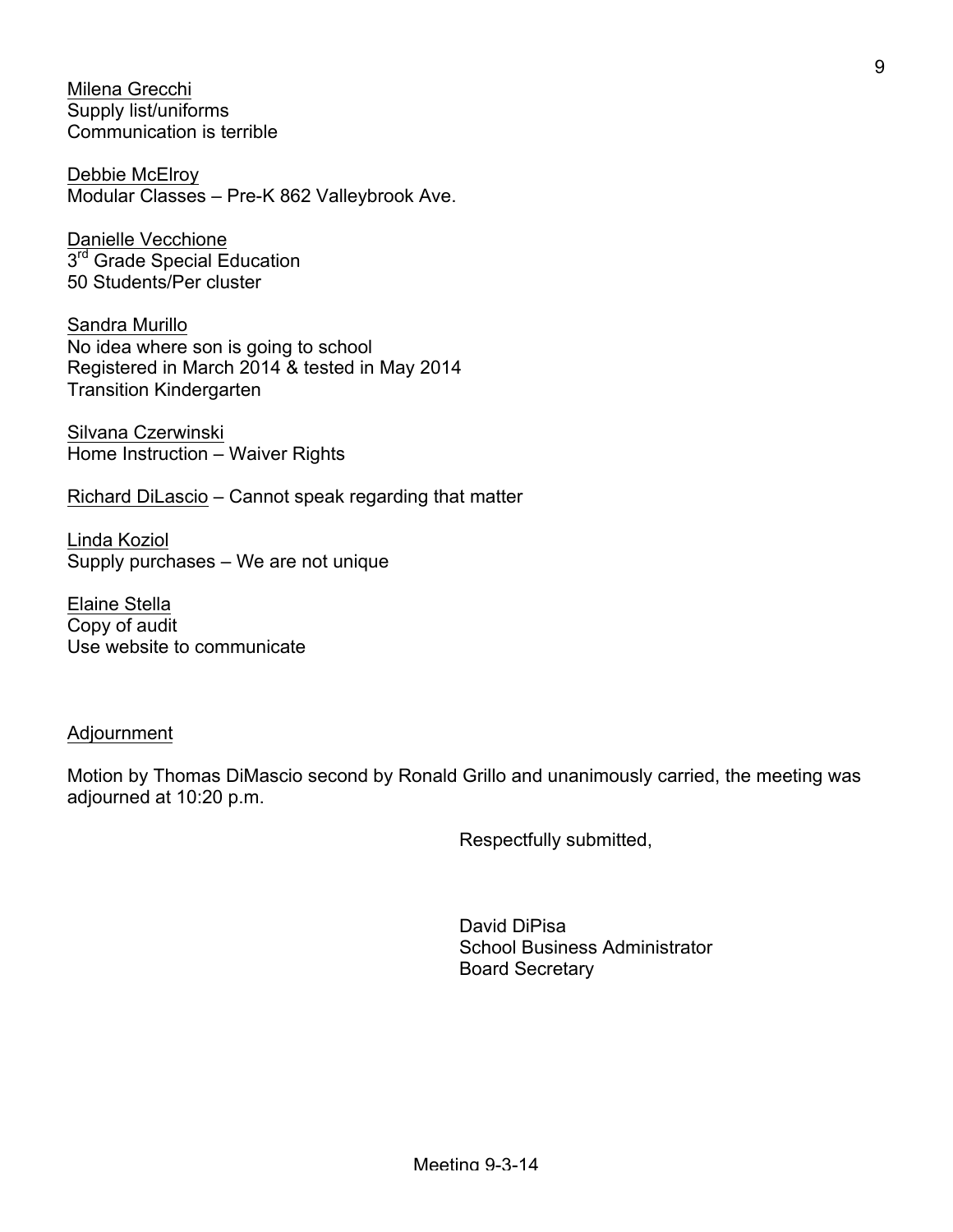Milena Grecchi
Supply list/uniforms
Communication is terrible

Debbie McElroy
Modular Classes – Pre-K 862 Valleybrook Ave.

Danielle Vecchione
3rd Grade Special Education
50 Students/Per cluster

Sandra Murillo
No idea where son is going to school
Registered in March 2014 & tested in May 2014
Transition Kindergarten

Silvana Czerwinski
Home Instruction – Waiver Rights

Richard DiLascio – Cannot speak regarding that matter

Linda Koziol
Supply purchases – We are not unique

Elaine Stella
Copy of audit
Use website to communicate

Adjournment

Motion by Thomas DiMascio second by Ronald Grillo and unanimously carried, the meeting was adjourned at 10:20 p.m.

Respectfully submitted,

David DiPisa
School Business Administrator
Board Secretary